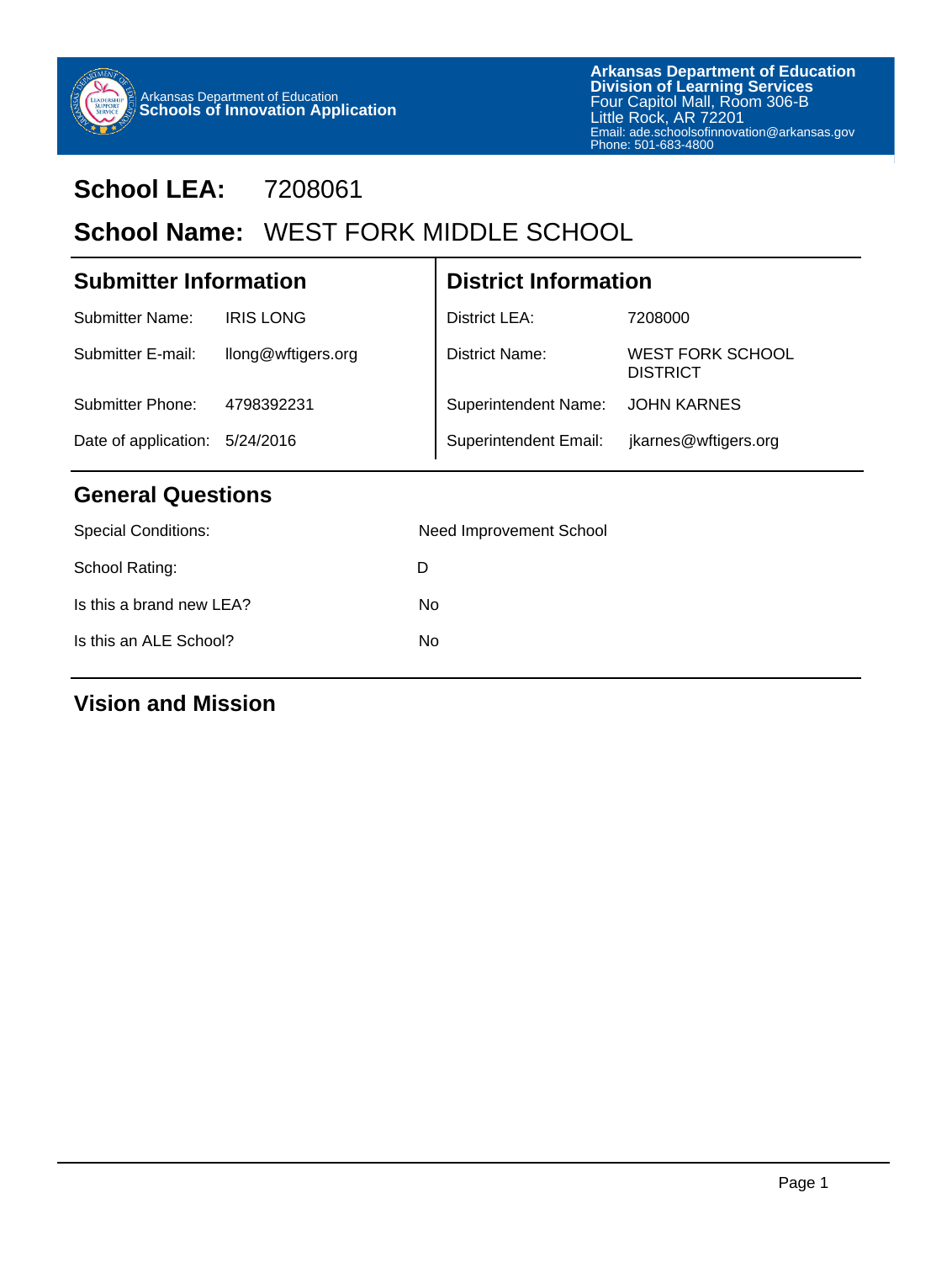Arkansas Department of Education
**Schools of Innovation Application**

**Arkansas Department of Education**
**Division of Learning Services**
Four Capitol Mall, Room 306-B
Little Rock, AR 72201
Email: ade.schoolsofinnovation@arkansas.gov
Phone: 501-683-4800

# School LEA: 7208061

# School Name: WEST FORK MIDDLE SCHOOL

## Submitter Information

| | |
|---|---|
| Submitter Name: | IRIS LONG |
| Submitter E-mail: | llong@wftigers.org |
| Submitter Phone: | 4798392231 |
| Date of application: | 5/24/2016 |

## District Information

| | |
|---|---|
| District LEA: | 7208000 |
| District Name: | WEST FORK SCHOOL DISTRICT |
| Superintendent Name: | JOHN KARNES |
| Superintendent Email: | jkarnes@wftigers.org |

## General Questions

| | |
|---|---|
| Special Conditions: | Need Improvement School |
| School Rating: | D |
| Is this a brand new LEA? | No |
| Is this an ALE School? | No |

## Vision and Mission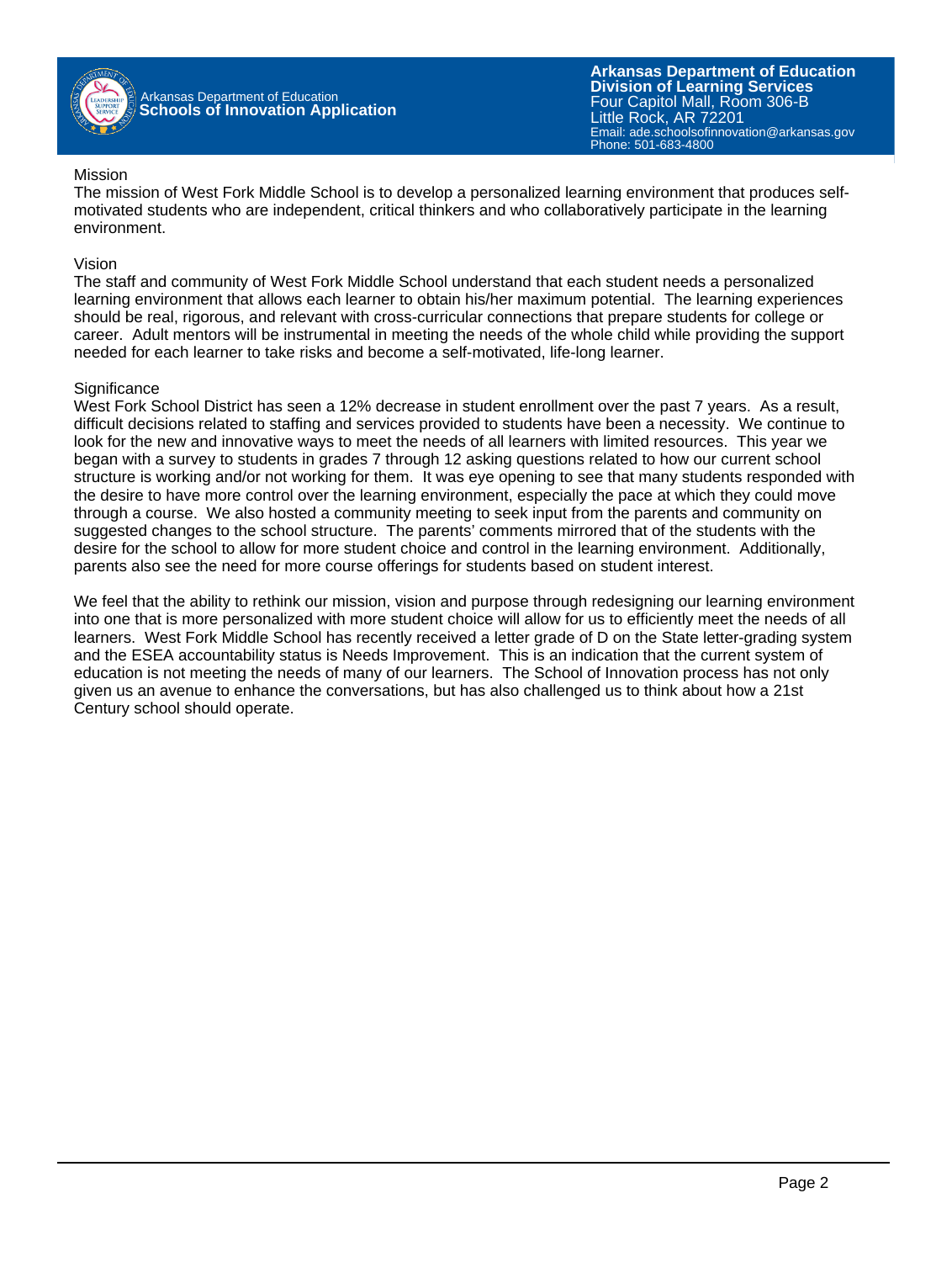## Mission

The mission of West Fork Middle School is to develop a personalized learning environment that produces self-motivated students who are independent, critical thinkers and who collaboratively participate in the learning environment.

## Vision

The staff and community of West Fork Middle School understand that each student needs a personalized learning environment that allows each learner to obtain his/her maximum potential. The learning experiences should be real, rigorous, and relevant with cross-curricular connections that prepare students for college or career. Adult mentors will be instrumental in meeting the needs of the whole child while providing the support needed for each learner to take risks and become a self-motivated, life-long learner.

## Significance

West Fork School District has seen a 12% decrease in student enrollment over the past 7 years. As a result, difficult decisions related to staffing and services provided to students have been a necessity. We continue to look for the new and innovative ways to meet the needs of all learners with limited resources. This year we began with a survey to students in grades 7 through 12 asking questions related to how our current school structure is working and/or not working for them. It was eye opening to see that many students responded with the desire to have more control over the learning environment, especially the pace at which they could move through a course. We also hosted a community meeting to seek input from the parents and community on suggested changes to the school structure. The parents' comments mirrored that of the students with the desire for the school to allow for more student choice and control in the learning environment. Additionally, parents also see the need for more course offerings for students based on student interest.

We feel that the ability to rethink our mission, vision and purpose through redesigning our learning environment into one that is more personalized with more student choice will allow for us to efficiently meet the needs of all learners. West Fork Middle School has recently received a letter grade of D on the State letter-grading system and the ESEA accountability status is Needs Improvement. This is an indication that the current system of education is not meeting the needs of many of our learners. The School of Innovation process has not only given us an avenue to enhance the conversations, but has also challenged us to think about how a 21st Century school should operate.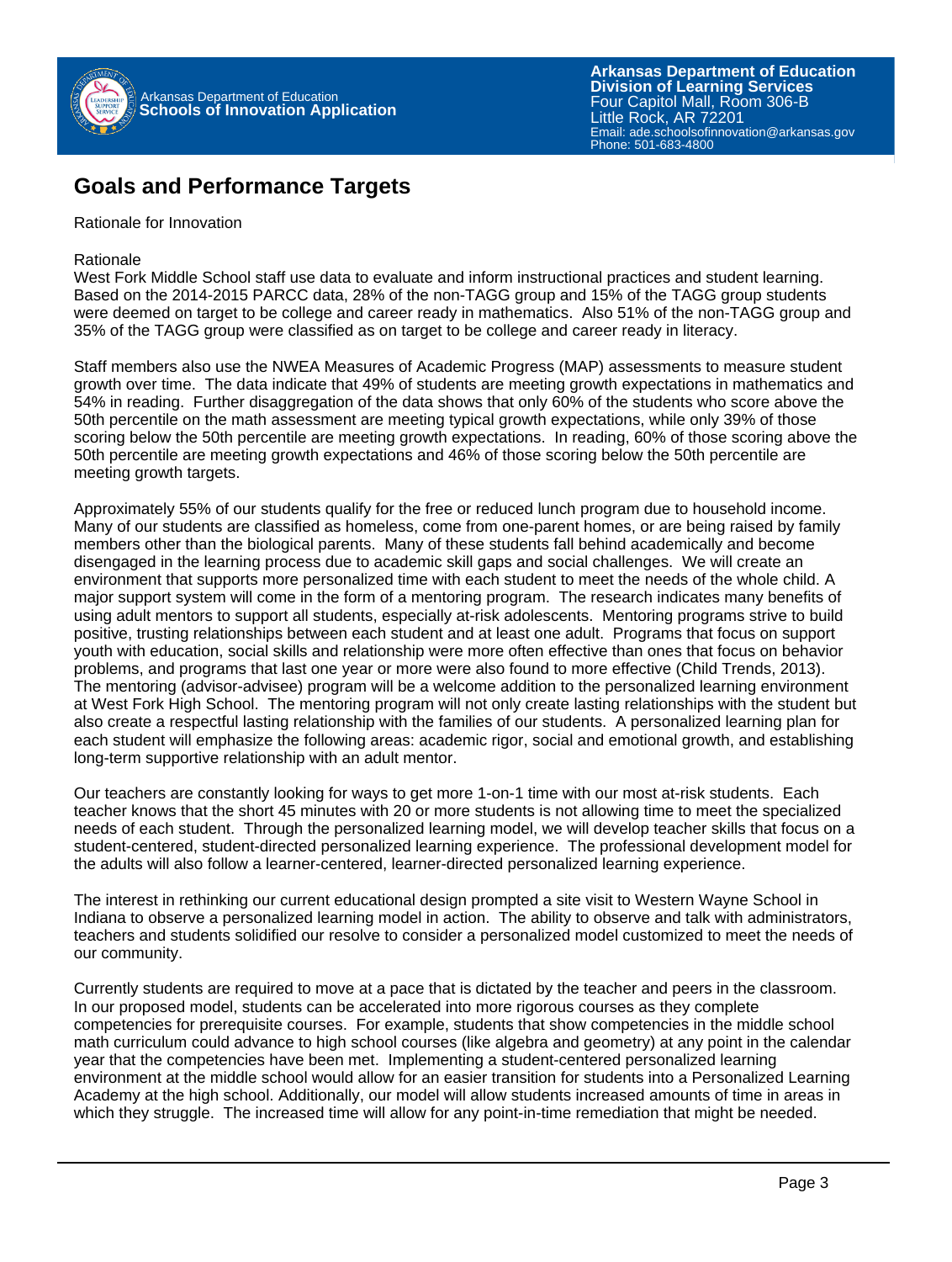## Goals and Performance Targets

Rationale for Innovation

Rationale

West Fork Middle School staff use data to evaluate and inform instructional practices and student learning. Based on the 2014-2015 PARCC data, 28% of the non-TAGG group and 15% of the TAGG group students were deemed on target to be college and career ready in mathematics. Also 51% of the non-TAGG group and 35% of the TAGG group were classified as on target to be college and career ready in literacy.

Staff members also use the NWEA Measures of Academic Progress (MAP) assessments to measure student growth over time. The data indicate that 49% of students are meeting growth expectations in mathematics and 54% in reading. Further disaggregation of the data shows that only 60% of the students who score above the 50th percentile on the math assessment are meeting typical growth expectations, while only 39% of those scoring below the 50th percentile are meeting growth expectations. In reading, 60% of those scoring above the 50th percentile are meeting growth expectations and 46% of those scoring below the 50th percentile are meeting growth targets.

Approximately 55% of our students qualify for the free or reduced lunch program due to household income. Many of our students are classified as homeless, come from one-parent homes, or are being raised by family members other than the biological parents. Many of these students fall behind academically and become disengaged in the learning process due to academic skill gaps and social challenges. We will create an environment that supports more personalized time with each student to meet the needs of the whole child. A major support system will come in the form of a mentoring program. The research indicates many benefits of using adult mentors to support all students, especially at-risk adolescents. Mentoring programs strive to build positive, trusting relationships between each student and at least one adult. Programs that focus on support youth with education, social skills and relationship were more often effective than ones that focus on behavior problems, and programs that last one year or more were also found to more effective (Child Trends, 2013). The mentoring (advisor-advisee) program will be a welcome addition to the personalized learning environment at West Fork High School. The mentoring program will not only create lasting relationships with the student but also create a respectful lasting relationship with the families of our students. A personalized learning plan for each student will emphasize the following areas: academic rigor, social and emotional growth, and establishing long-term supportive relationship with an adult mentor.

Our teachers are constantly looking for ways to get more 1-on-1 time with our most at-risk students. Each teacher knows that the short 45 minutes with 20 or more students is not allowing time to meet the specialized needs of each student. Through the personalized learning model, we will develop teacher skills that focus on a student-centered, student-directed personalized learning experience. The professional development model for the adults will also follow a learner-centered, learner-directed personalized learning experience.

The interest in rethinking our current educational design prompted a site visit to Western Wayne School in Indiana to observe a personalized learning model in action. The ability to observe and talk with administrators, teachers and students solidified our resolve to consider a personalized model customized to meet the needs of our community.

Currently students are required to move at a pace that is dictated by the teacher and peers in the classroom. In our proposed model, students can be accelerated into more rigorous courses as they complete competencies for prerequisite courses. For example, students that show competencies in the middle school math curriculum could advance to high school courses (like algebra and geometry) at any point in the calendar year that the competencies have been met. Implementing a student-centered personalized learning environment at the middle school would allow for an easier transition for students into a Personalized Learning Academy at the high school. Additionally, our model will allow students increased amounts of time in areas in which they struggle. The increased time will allow for any point-in-time remediation that might be needed.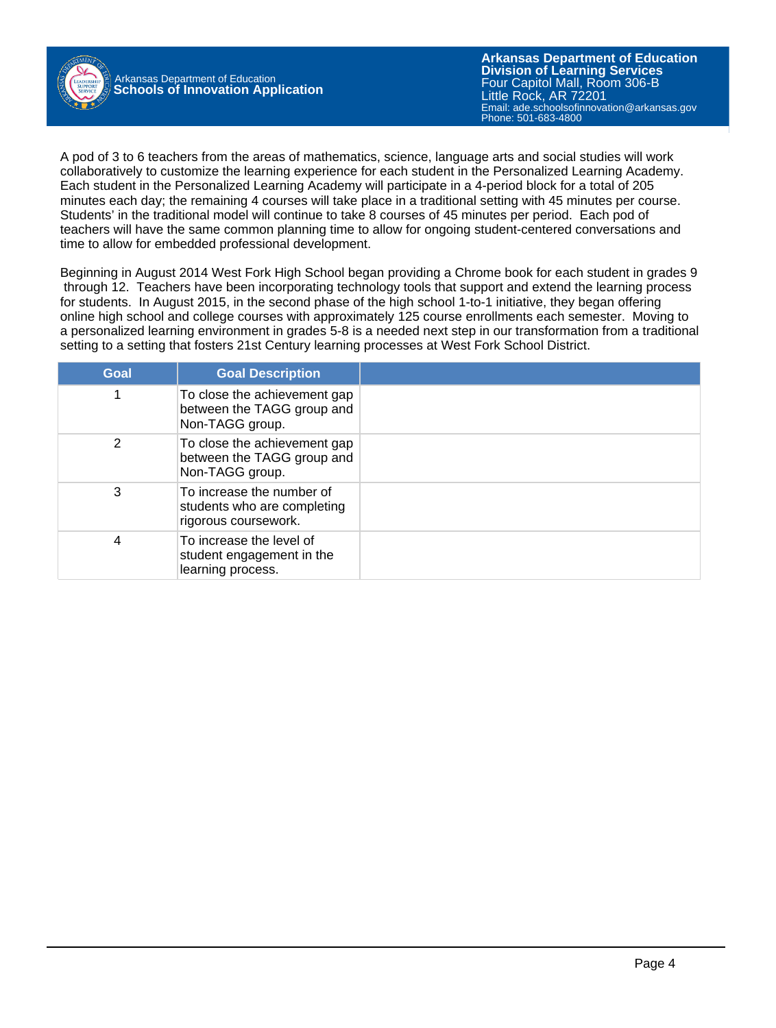A pod of 3 to 6 teachers from the areas of mathematics, science, language arts and social studies will work collaboratively to customize the learning experience for each student in the Personalized Learning Academy. Each student in the Personalized Learning Academy will participate in a 4-period block for a total of 205 minutes each day; the remaining 4 courses will take place in a traditional setting with 45 minutes per course. Students' in the traditional model will continue to take 8 courses of 45 minutes per period. Each pod of teachers will have the same common planning time to allow for ongoing student-centered conversations and time to allow for embedded professional development.

Beginning in August 2014 West Fork High School began providing a Chrome book for each student in grades 9 through 12. Teachers have been incorporating technology tools that support and extend the learning process for students. In August 2015, in the second phase of the high school 1-to-1 initiative, they began offering online high school and college courses with approximately 125 course enrollments each semester. Moving to a personalized learning environment in grades 5-8 is a needed next step in our transformation from a traditional setting to a setting that fosters 21st Century learning processes at West Fork School District.

| Goal | Goal Description | |
|---|---|---|
| 1 | To close the achievement gap between the TAGG group and Non-TAGG group. | |
| 2 | To close the achievement gap between the TAGG group and Non-TAGG group. | |
| 3 | To increase the number of students who are completing rigorous coursework. | |
| 4 | To increase the level of student engagement in the learning process. | |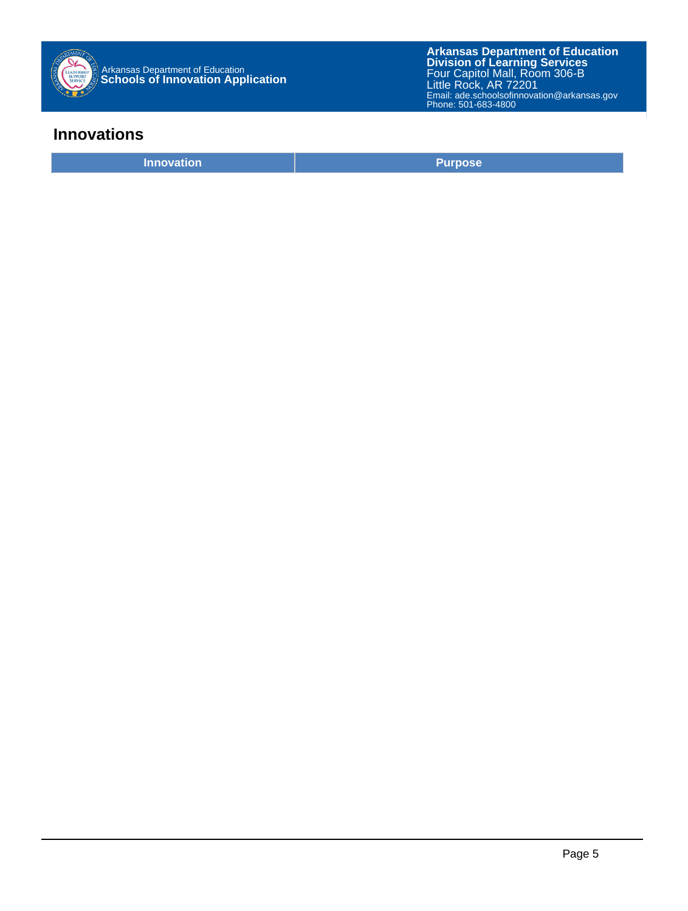## Innovations

| Innovation | Purpose |
| --- | --- |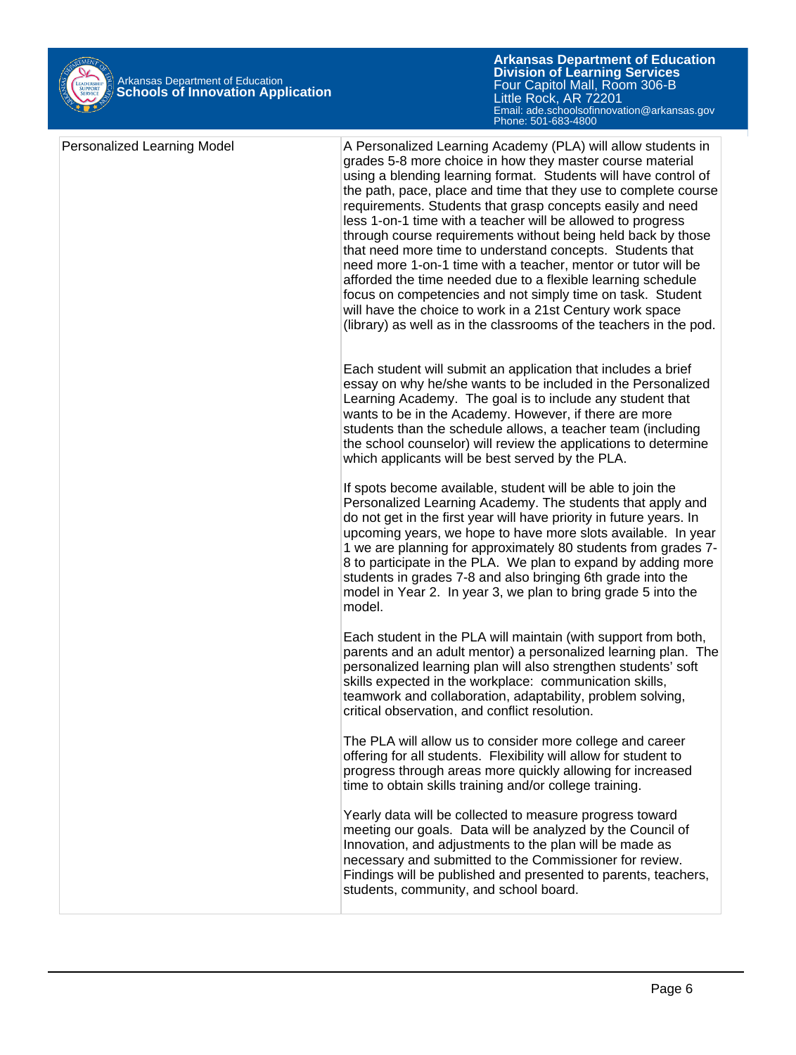| Personalized Learning Model | A Personalized Learning Academy (PLA) will allow students in grades 5-8 more choice in how they master course material using a blending learning format. Students will have control of the path, pace, place and time that they use to complete course requirements. Students that grasp concepts easily and need less 1-on-1 time with a teacher will be allowed to progress through course requirements without being held back by those that need more time to understand concepts. Students that need more 1-on-1 time with a teacher, mentor or tutor will be afforded the time needed due to a flexible learning schedule focus on competencies and not simply time on task. Student will have the choice to work in a 21st Century work space (library) as well as in the classrooms of the teachers in the pod.<br><br>Each student will submit an application that includes a brief essay on why he/she wants to be included in the Personalized Learning Academy. The goal is to include any student that wants to be in the Academy. However, if there are more students than the schedule allows, a teacher team (including the school counselor) will review the applications to determine which applicants will be best served by the PLA.<br><br>If spots become available, student will be able to join the Personalized Learning Academy. The students that apply and do not get in the first year will have priority in future years. In upcoming years, we hope to have more slots available. In year 1 we are planning for approximately 80 students from grades 7-8 to participate in the PLA. We plan to expand by adding more students in grades 7-8 and also bringing 6th grade into the model in Year 2. In year 3, we plan to bring grade 5 into the model.<br><br>Each student in the PLA will maintain (with support from both, parents and an adult mentor) a personalized learning plan. The personalized learning plan will also strengthen students' soft skills expected in the workplace: communication skills, teamwork and collaboration, adaptability, problem solving, critical observation, and conflict resolution.<br><br>The PLA will allow us to consider more college and career offering for all students. Flexibility will allow for student to progress through areas more quickly allowing for increased time to obtain skills training and/or college training.<br><br>Yearly data will be collected to measure progress toward meeting our goals. Data will be analyzed by the Council of Innovation, and adjustments to the plan will be made as necessary and submitted to the Commissioner for review. Findings will be published and presented to parents, teachers, students, community, and school board. |
|---|---|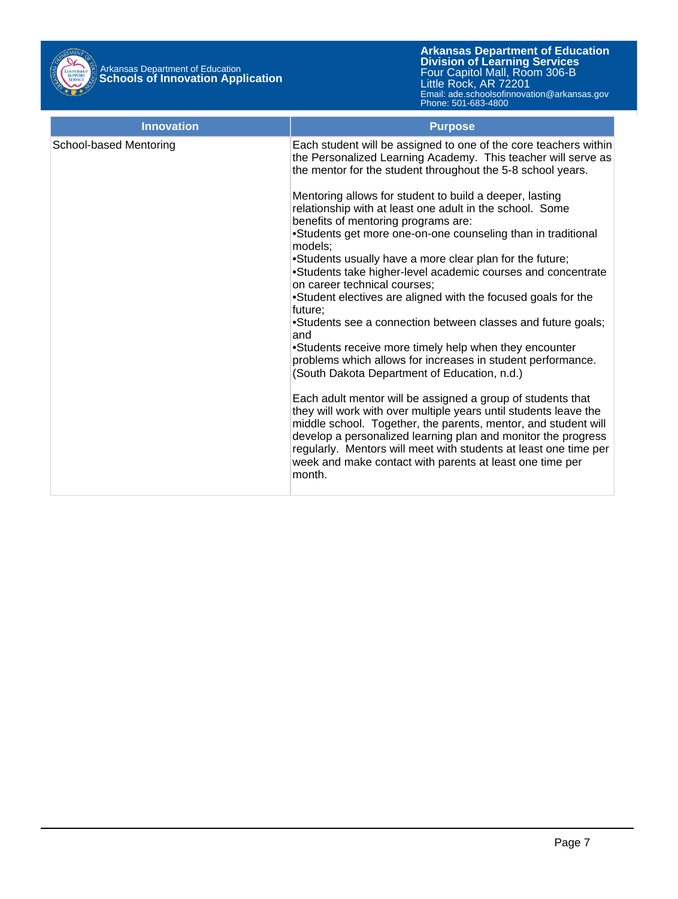| Innovation | Purpose |
|---|---|
| School-based Mentoring | Each student will be assigned to one of the core teachers within the Personalized Learning Academy. This teacher will serve as the mentor for the student throughout the 5-8 school years.<br><br>Mentoring allows for student to build a deeper, lasting relationship with at least one adult in the school. Some benefits of mentoring programs are:<br>•Students get more one-on-one counseling than in traditional models;<br>•Students usually have a more clear plan for the future;<br>•Students take higher-level academic courses and concentrate on career technical courses;<br>•Student electives are aligned with the focused goals for the future;<br>•Students see a connection between classes and future goals; and<br>•Students receive more timely help when they encounter problems which allows for increases in student performance. (South Dakota Department of Education, n.d.)<br><br>Each adult mentor will be assigned a group of students that they will work with over multiple years until students leave the middle school. Together, the parents, mentor, and student will develop a personalized learning plan and monitor the progress regularly. Mentors will meet with students at least one time per week and make contact with parents at least one time per month. |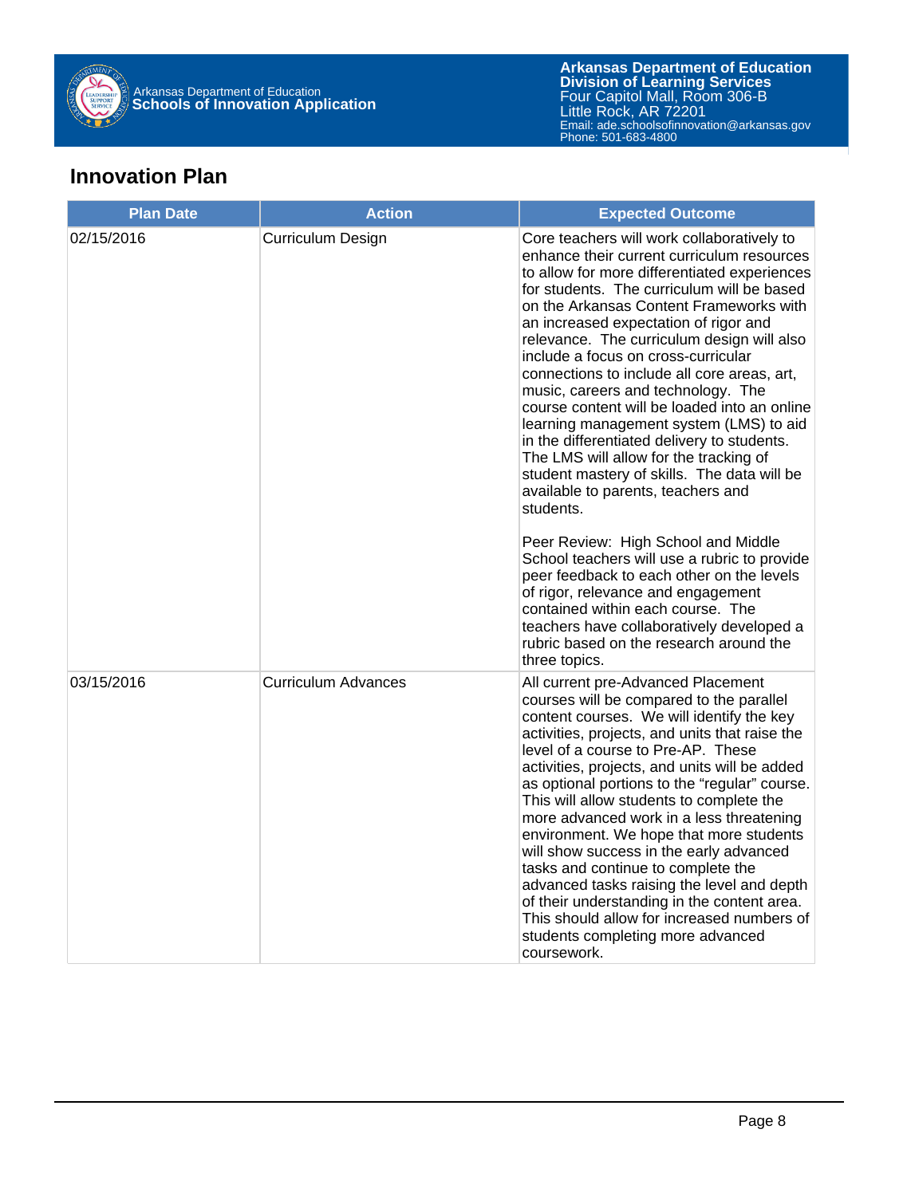## Innovation Plan

| Plan Date | Action | Expected Outcome |
|---|---|---|
| 02/15/2016 | Curriculum Design | Core teachers will work collaboratively to enhance their current curriculum resources to allow for more differentiated experiences for students. The curriculum will be based on the Arkansas Content Frameworks with an increased expectation of rigor and relevance. The curriculum design will also include a focus on cross-curricular connections to include all core areas, art, music, careers and technology. The course content will be loaded into an online learning management system (LMS) to aid in the differentiated delivery to students. The LMS will allow for the tracking of student mastery of skills. The data will be available to parents, teachers and students.<br><br>Peer Review: High School and Middle School teachers will use a rubric to provide peer feedback to each other on the levels of rigor, relevance and engagement contained within each course. The teachers have collaboratively developed a rubric based on the research around the three topics. |
| 03/15/2016 | Curriculum Advances | All current pre-Advanced Placement courses will be compared to the parallel content courses. We will identify the key activities, projects, and units that raise the level of a course to Pre-AP. These activities, projects, and units will be added as optional portions to the "regular" course. This will allow students to complete the more advanced work in a less threatening environment. We hope that more students will show success in the early advanced tasks and continue to complete the advanced tasks raising the level and depth of their understanding in the content area. This should allow for increased numbers of students completing more advanced coursework. |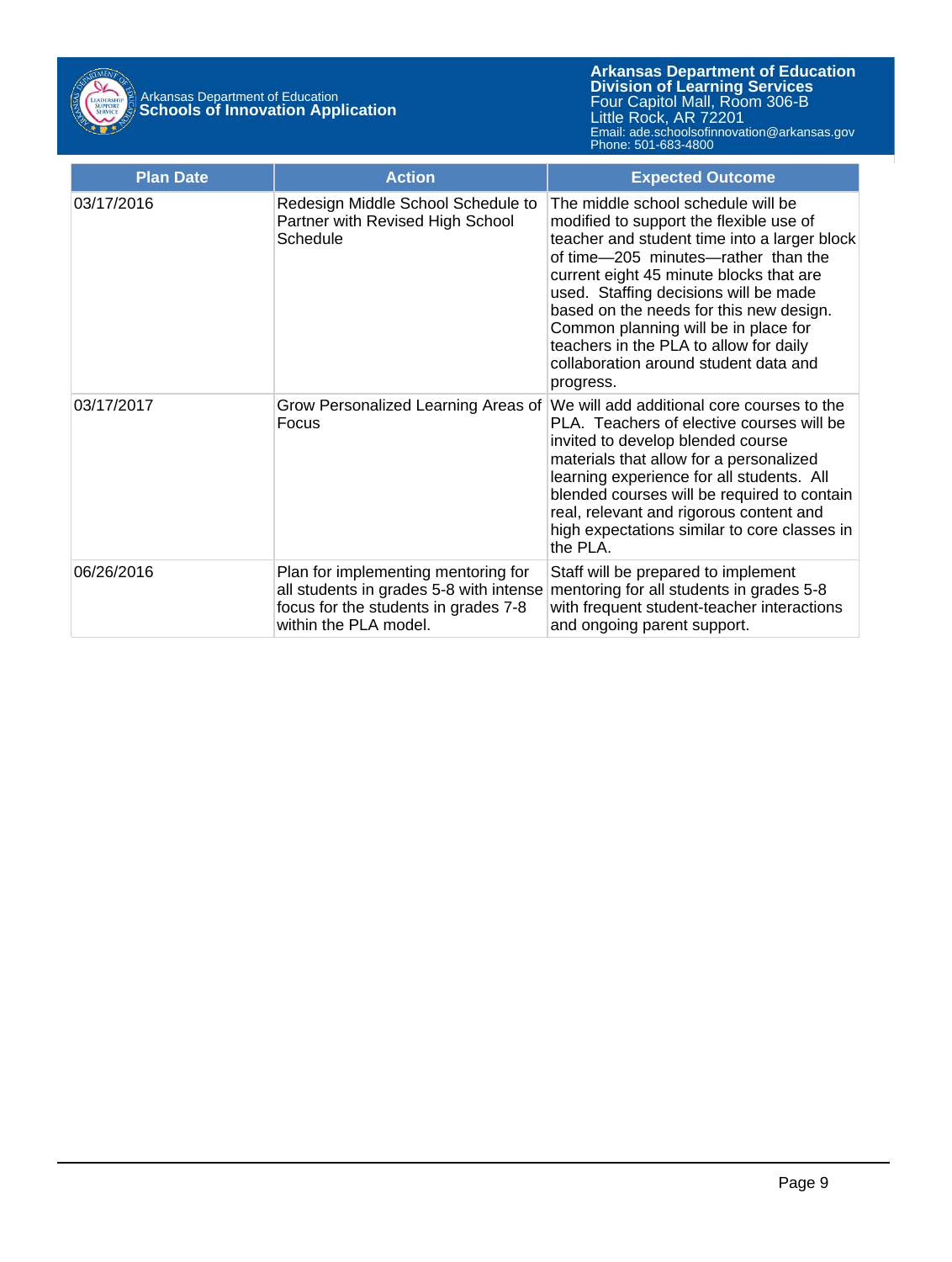| Plan Date | Action | Expected Outcome |
|---|---|---|
| 03/17/2016 | Redesign Middle School Schedule to Partner with Revised High School Schedule | The middle school schedule will be modified to support the flexible use of teacher and student time into a larger block of time—205 minutes—rather than the current eight 45 minute blocks that are used. Staffing decisions will be made based on the needs for this new design. Common planning will be in place for teachers in the PLA to allow for daily collaboration around student data and progress. |
| 03/17/2017 | Grow Personalized Learning Areas of Focus | We will add additional core courses to the PLA. Teachers of elective courses will be invited to develop blended course materials that allow for a personalized learning experience for all students. All blended courses will be required to contain real, relevant and rigorous content and high expectations similar to core classes in the PLA. |
| 06/26/2016 | Plan for implementing mentoring for all students in grades 5-8 with intense focus for the students in grades 7-8 within the PLA model. | Staff will be prepared to implement mentoring for all students in grades 5-8 with frequent student-teacher interactions and ongoing parent support. |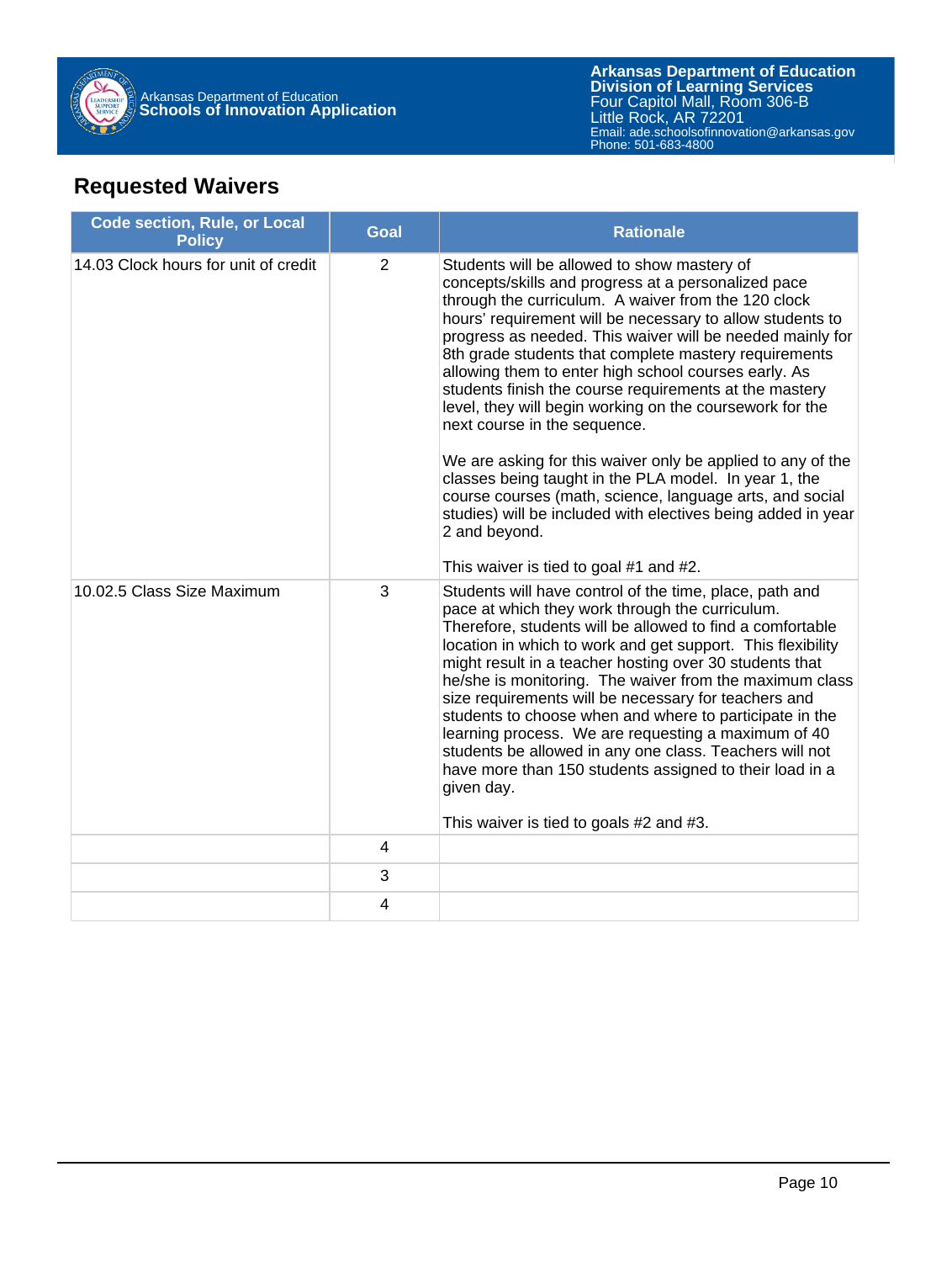## Requested Waivers

| Code section, Rule, or Local Policy | Goal | Rationale |
|---|---|---|
| 14.03 Clock hours for unit of credit | 2 | Students will be allowed to show mastery of concepts/skills and progress at a personalized pace through the curriculum. A waiver from the 120 clock hours' requirement will be necessary to allow students to progress as needed. This waiver will be needed mainly for 8th grade students that complete mastery requirements allowing them to enter high school courses early. As students finish the course requirements at the mastery level, they will begin working on the coursework for the next course in the sequence.<br><br>We are asking for this waiver only be applied to any of the classes being taught in the PLA model. In year 1, the course courses (math, science, language arts, and social studies) will be included with electives being added in year 2 and beyond.<br><br>This waiver is tied to goal #1 and #2. |
| 10.02.5 Class Size Maximum | 3 | Students will have control of the time, place, path and pace at which they work through the curriculum. Therefore, students will be allowed to find a comfortable location in which to work and get support. This flexibility might result in a teacher hosting over 30 students that he/she is monitoring. The waiver from the maximum class size requirements will be necessary for teachers and students to choose when and where to participate in the learning process. We are requesting a maximum of 40 students be allowed in any one class. Teachers will not have more than 150 students assigned to their load in a given day.<br><br>This waiver is tied to goals #2 and #3. |
| | 4 | |
| | 3 | |
| | 4 | |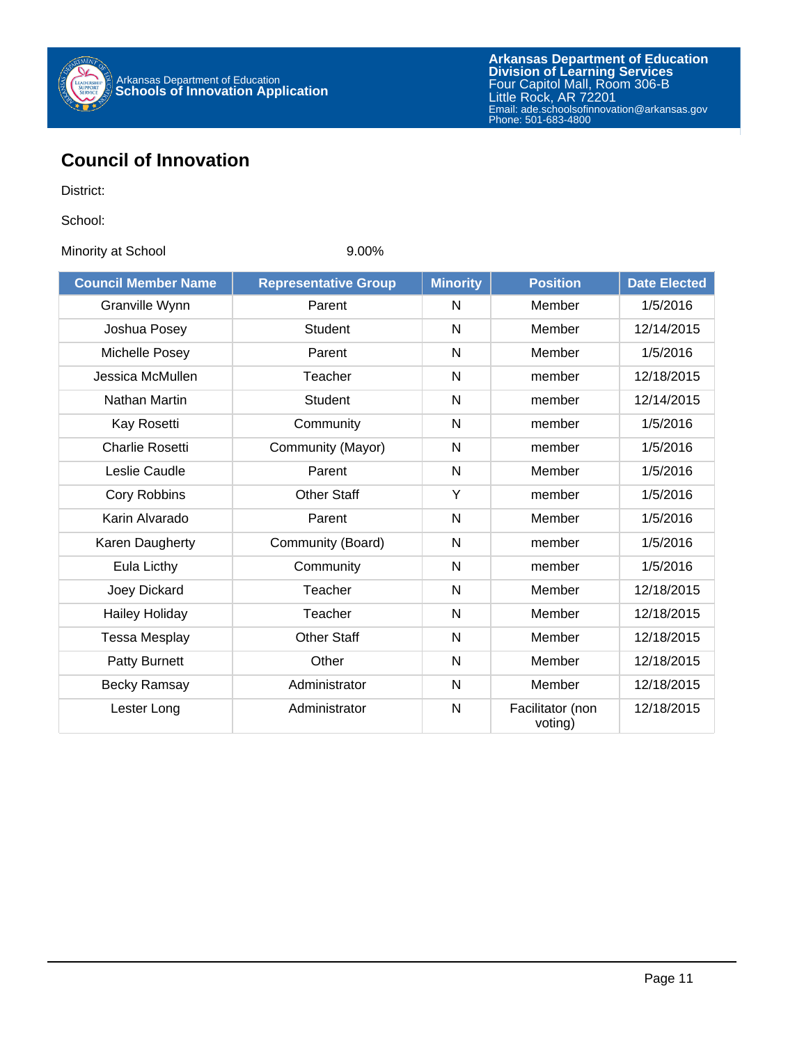## Council of Innovation

District:

School:

Minority at School 9.00%

| Council Member Name | Representative Group | Minority | Position | Date Elected |
|---|---|---|---|---|
| Granville Wynn | Parent | N | Member | 1/5/2016 |
| Joshua Posey | Student | N | Member | 12/14/2015 |
| Michelle Posey | Parent | N | Member | 1/5/2016 |
| Jessica McMullen | Teacher | N | member | 12/18/2015 |
| Nathan Martin | Student | N | member | 12/14/2015 |
| Kay Rosetti | Community | N | member | 1/5/2016 |
| Charlie Rosetti | Community (Mayor) | N | member | 1/5/2016 |
| Leslie Caudle | Parent | N | Member | 1/5/2016 |
| Cory Robbins | Other Staff | Y | member | 1/5/2016 |
| Karin Alvarado | Parent | N | Member | 1/5/2016 |
| Karen Daugherty | Community (Board) | N | member | 1/5/2016 |
| Eula Licthy | Community | N | member | 1/5/2016 |
| Joey Dickard | Teacher | N | Member | 12/18/2015 |
| Hailey Holiday | Teacher | N | Member | 12/18/2015 |
| Tessa Mesplay | Other Staff | N | Member | 12/18/2015 |
| Patty Burnett | Other | N | Member | 12/18/2015 |
| Becky Ramsay | Administrator | N | Member | 12/18/2015 |
| Lester Long | Administrator | N | Facilitator (non voting) | 12/18/2015 |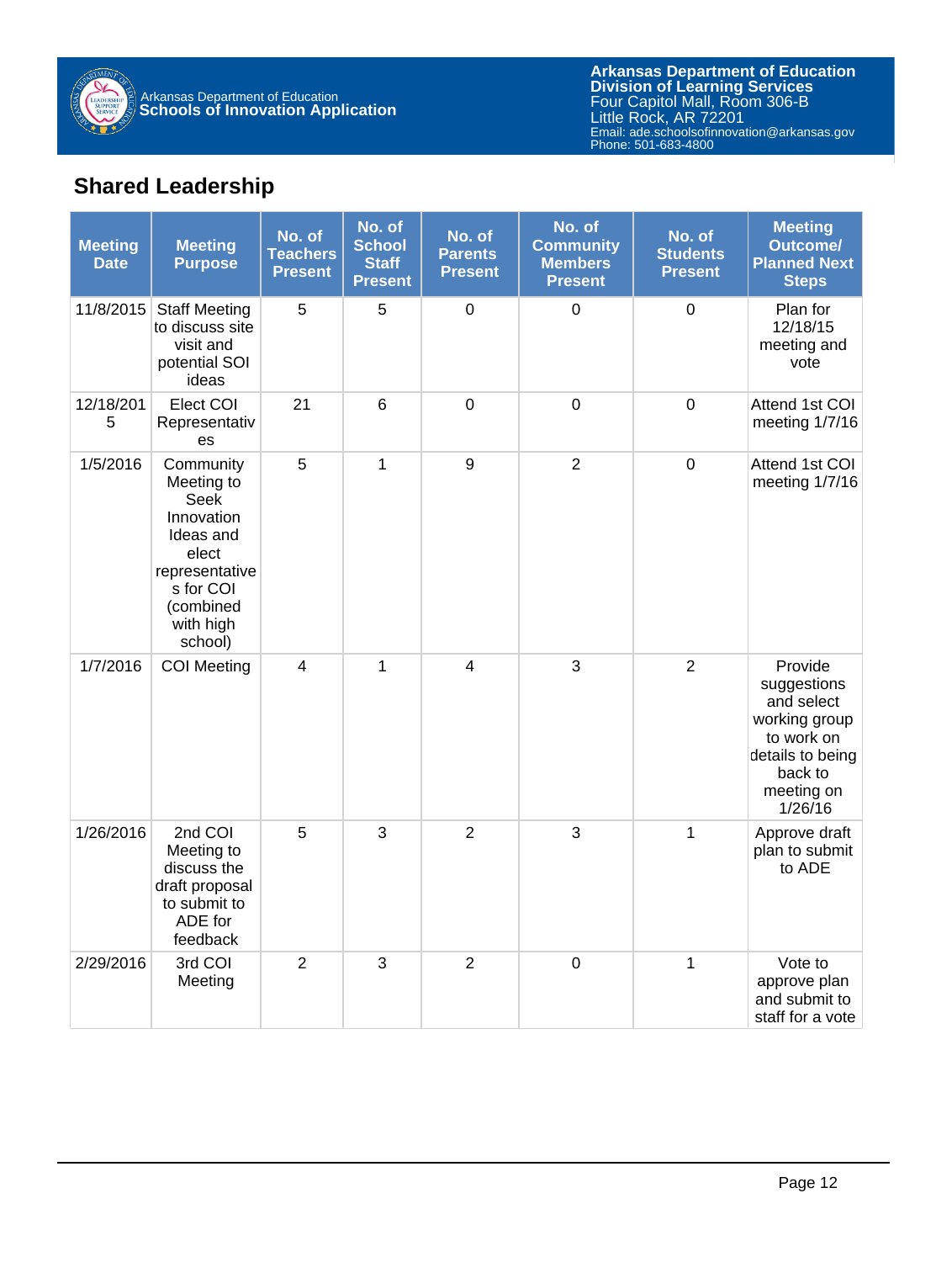## Shared Leadership

| Meeting Date | Meeting Purpose | No. of Teachers Present | No. of School Staff Present | No. of Parents Present | No. of Community Members Present | No. of Students Present | Meeting Outcome/ Planned Next Steps |
|---|---|---|---|---|---|---|---|
| 11/8/2015 | Staff Meeting to discuss site visit and potential SOI ideas | 5 | 5 | 0 | 0 | 0 | Plan for 12/18/15 meeting and vote |
| 12/18/2015 | Elect COI Representatives | 21 | 6 | 0 | 0 | 0 | Attend 1st COI meeting 1/7/16 |
| 1/5/2016 | Community Meeting to Seek Innovation Ideas and elect representatives for COI (combined with high school) | 5 | 1 | 9 | 2 | 0 | Attend 1st COI meeting 1/7/16 |
| 1/7/2016 | COI Meeting | 4 | 1 | 4 | 3 | 2 | Provide suggestions and select working group to work on details to being back to meeting on 1/26/16 |
| 1/26/2016 | 2nd COI Meeting to discuss the draft proposal to submit to ADE for feedback | 5 | 3 | 2 | 3 | 1 | Approve draft plan to submit to ADE |
| 2/29/2016 | 3rd COI Meeting | 2 | 3 | 2 | 0 | 1 | Vote to approve plan and submit to staff for a vote |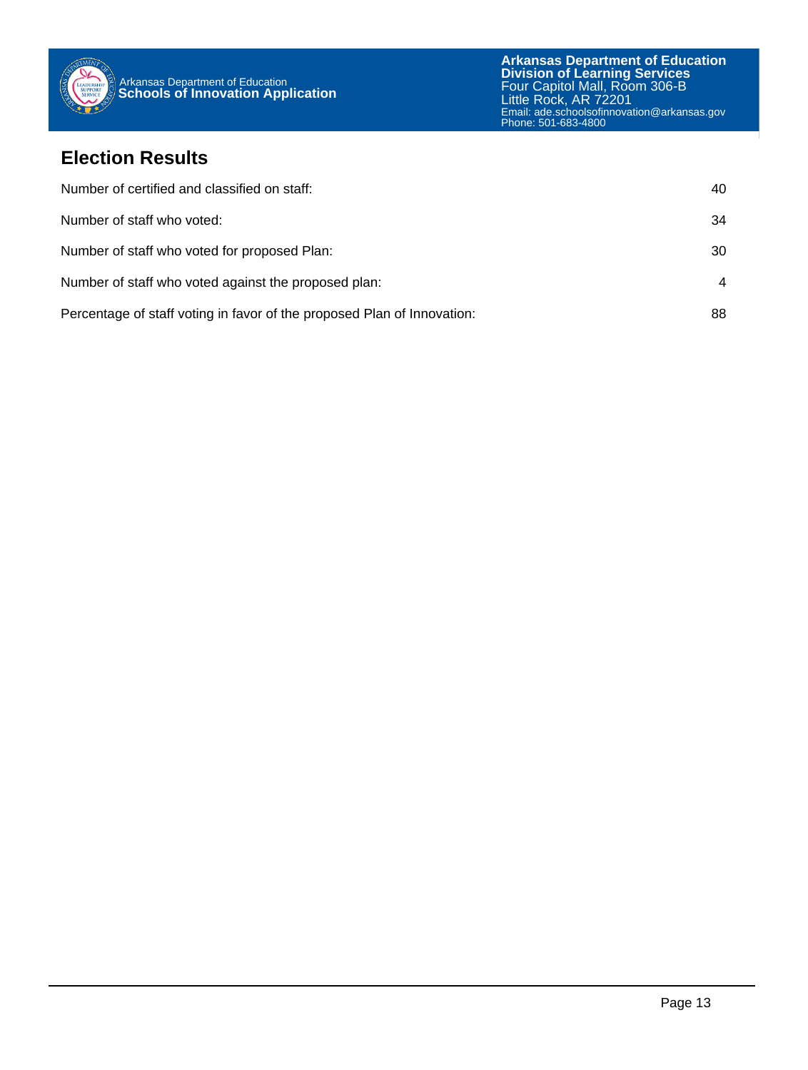## Election Results

| | |
|---|---|
| Number of certified and classified on staff: | 40 |
| Number of staff who voted: | 34 |
| Number of staff who voted for proposed Plan: | 30 |
| Number of staff who voted against the proposed plan: | 4 |
| Percentage of staff voting in favor of the proposed Plan of Innovation: | 88 |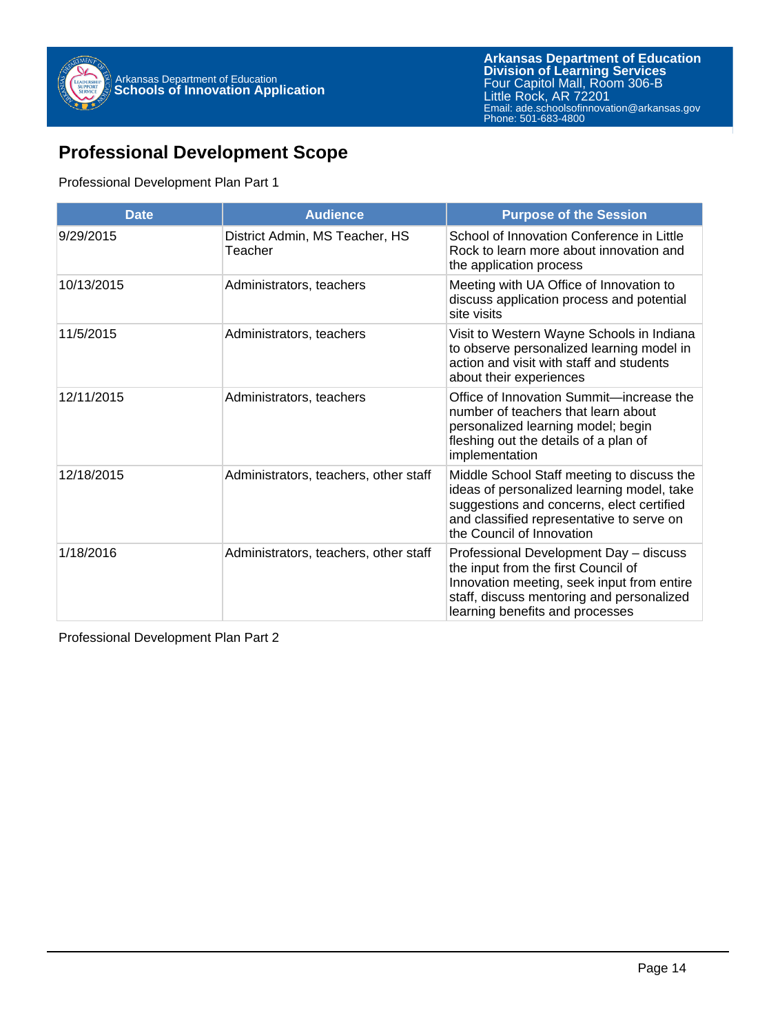## Professional Development Scope

Professional Development Plan Part 1

| Date | Audience | Purpose of the Session |
| --- | --- | --- |
| 9/29/2015 | District Admin, MS Teacher, HS Teacher | School of Innovation Conference in Little Rock to learn more about innovation and the application process |
| 10/13/2015 | Administrators, teachers | Meeting with UA Office of Innovation to discuss application process and potential site visits |
| 11/5/2015 | Administrators, teachers | Visit to Western Wayne Schools in Indiana to observe personalized learning model in action and visit with staff and students about their experiences |
| 12/11/2015 | Administrators, teachers | Office of Innovation Summit—increase the number of teachers that learn about personalized learning model; begin fleshing out the details of a plan of implementation |
| 12/18/2015 | Administrators, teachers, other staff | Middle School Staff meeting to discuss the ideas of personalized learning model, take suggestions and concerns, elect certified and classified representative to serve on the Council of Innovation |
| 1/18/2016 | Administrators, teachers, other staff | Professional Development Day – discuss the input from the first Council of Innovation meeting, seek input from entire staff, discuss mentoring and personalized learning benefits and processes |

Professional Development Plan Part 2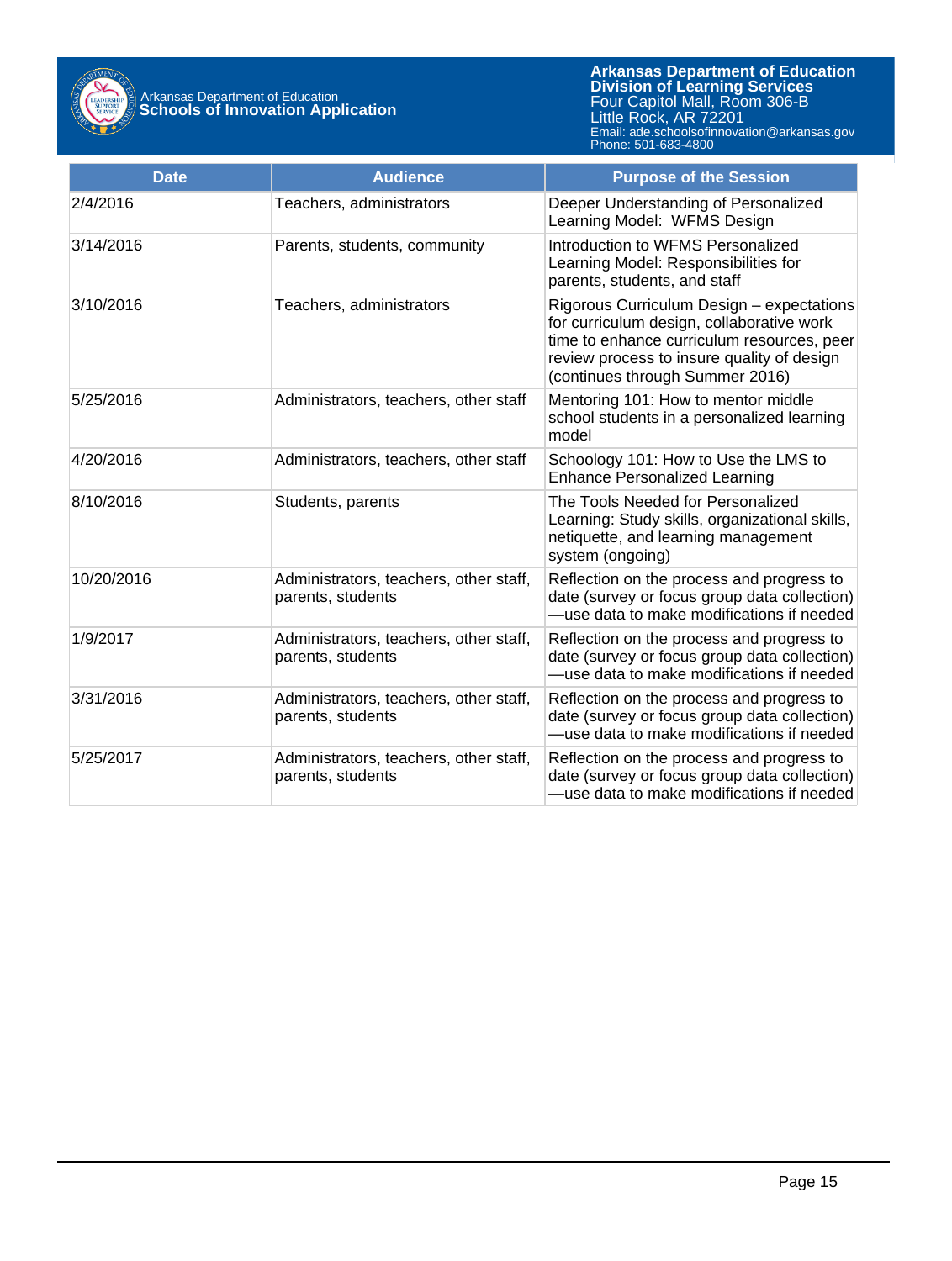| Date | Audience | Purpose of the Session |
|---|---|---|
| 2/4/2016 | Teachers, administrators | Deeper Understanding of Personalized Learning Model: WFMS Design |
| 3/14/2016 | Parents, students, community | Introduction to WFMS Personalized Learning Model: Responsibilities for parents, students, and staff |
| 3/10/2016 | Teachers, administrators | Rigorous Curriculum Design – expectations for curriculum design, collaborative work time to enhance curriculum resources, peer review process to insure quality of design (continues through Summer 2016) |
| 5/25/2016 | Administrators, teachers, other staff | Mentoring 101: How to mentor middle school students in a personalized learning model |
| 4/20/2016 | Administrators, teachers, other staff | Schoology 101: How to Use the LMS to Enhance Personalized Learning |
| 8/10/2016 | Students, parents | The Tools Needed for Personalized Learning: Study skills, organizational skills, netiquette, and learning management system (ongoing) |
| 10/20/2016 | Administrators, teachers, other staff, parents, students | Reflection on the process and progress to date (survey or focus group data collection)—use data to make modifications if needed |
| 1/9/2017 | Administrators, teachers, other staff, parents, students | Reflection on the process and progress to date (survey or focus group data collection)—use data to make modifications if needed |
| 3/31/2016 | Administrators, teachers, other staff, parents, students | Reflection on the process and progress to date (survey or focus group data collection)—use data to make modifications if needed |
| 5/25/2017 | Administrators, teachers, other staff, parents, students | Reflection on the process and progress to date (survey or focus group data collection)—use data to make modifications if needed |